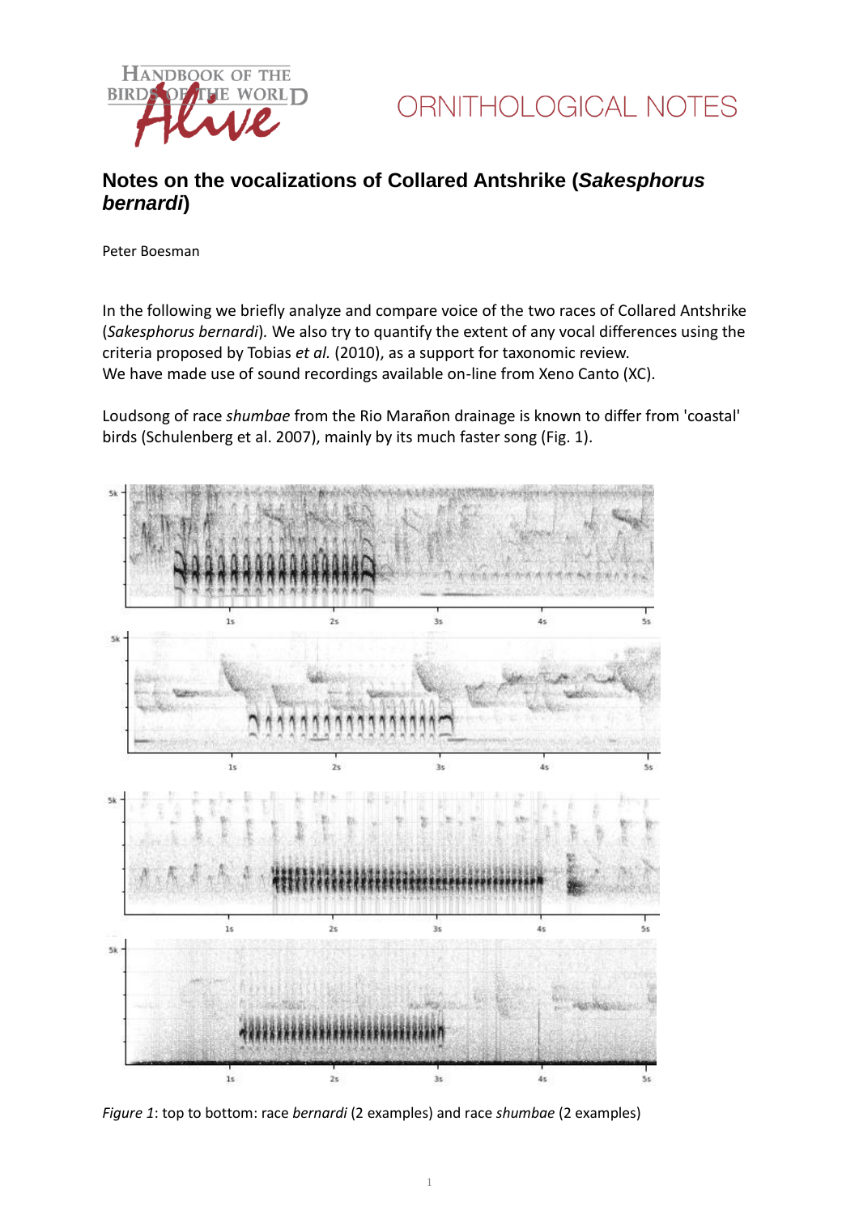# Notes on the vocalizations of Collared Antshrike (*Sakesphorus bernardi*)

Peter Boesman

In the following we briefly analyze and compare voice of the two races of Collared Antshrike (*Sakesphorus bernardi*). We also try to quantify the extent of any vocal differences using the criteria proposed by Tobias *et al.* (2010), as a support for taxonomic review.
We have made use of sound recordings available on-line from Xeno Canto (XC).

Loudsong of race *shumbae* from the Rio Marañon drainage is known to differ from 'coastal' birds (Schulenberg et al. 2007), mainly by its much faster song (Fig. 1).

*Figure 1*: top to bottom: race *bernardi* (2 examples) and race *shumbae* (2 examples)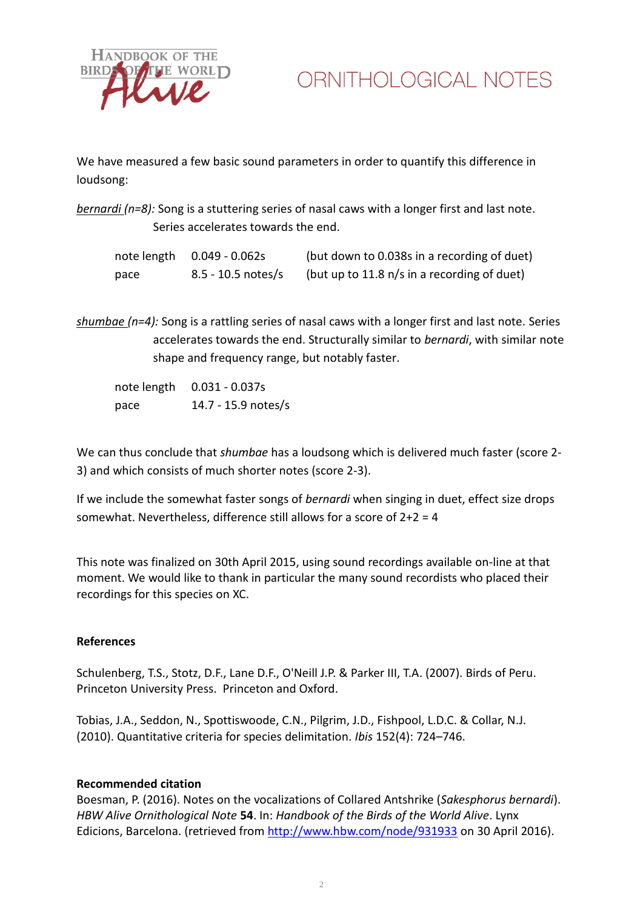We have measured a few basic sound parameters in order to quantify this difference in loudsong:

*bernardi (n=8):* Song is a stuttering series of nasal caws with a longer first and last note. Series accelerates towards the end.

| | | |
|---|---|---|
| note length | 0.049 - 0.062s | (but down to 0.038s in a recording of duet) |
| pace | 8.5 - 10.5 notes/s | (but up to 11.8 n/s in a recording of duet) |

*shumbae (n=4):* Song is a rattling series of nasal caws with a longer first and last note. Series accelerates towards the end. Structurally similar to *bernardi*, with similar note shape and frequency range, but notably faster.

| | |
|---|---|
| note length | 0.031 - 0.037s |
| pace | 14.7 - 15.9 notes/s |

We can thus conclude that *shumbae* has a loudsong which is delivered much faster (score 2-3) and which consists of much shorter notes (score 2-3).

If we include the somewhat faster songs of *bernardi* when singing in duet, effect size drops somewhat. Nevertheless, difference still allows for a score of 2+2 = 4

This note was finalized on 30th April 2015, using sound recordings available on-line at that moment. We would like to thank in particular the many sound recordists who placed their recordings for this species on XC.

**References**

Schulenberg, T.S., Stotz, D.F., Lane D.F., O'Neill J.P. & Parker III, T.A. (2007). Birds of Peru. Princeton University Press. Princeton and Oxford.

Tobias, J.A., Seddon, N., Spottiswoode, C.N., Pilgrim, J.D., Fishpool, L.D.C. & Collar, N.J. (2010). Quantitative criteria for species delimitation. *Ibis* 152(4): 724–746.

**Recommended citation**

Boesman, P. (2016). Notes on the vocalizations of Collared Antshrike (*Sakesphorus bernardi*). *HBW Alive Ornithological Note* **54**. In: *Handbook of the Birds of the World Alive*. Lynx Edicions, Barcelona. (retrieved from http://www.hbw.com/node/931933 on 30 April 2016).